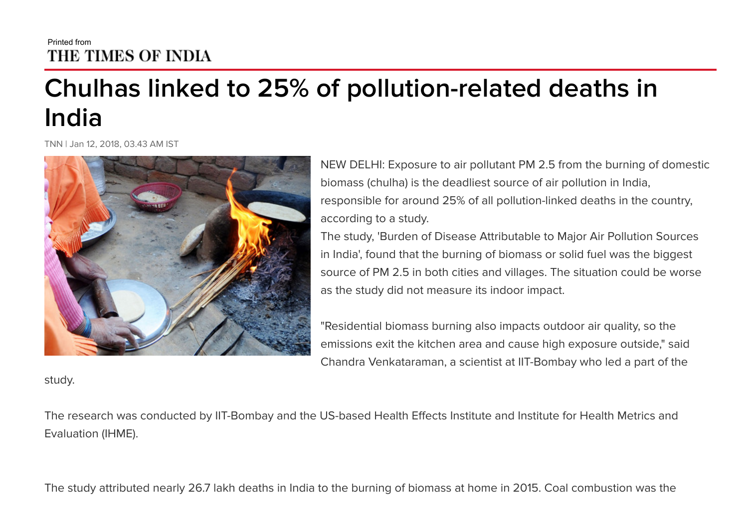Printed from
THE TIMES OF INDIA

# Chulhas linked to 25% of pollution-related deaths in India

TNN | Jan 12, 2018, 03.43 AM IST

NEW DELHI: Exposure to air pollutant PM 2.5 from the burning of domestic biomass (chulha) is the deadliest source of air pollution in India, responsible for around 25% of all pollution-linked deaths in the country, according to a study.

The study, 'Burden of Disease Attributable to Major Air Pollution Sources in India', found that the burning of biomass or solid fuel was the biggest source of PM 2.5 in both cities and villages. The situation could be worse as the study did not measure its indoor impact.

"Residential biomass burning also impacts outdoor air quality, so the emissions exit the kitchen area and cause high exposure outside," said Chandra Venkataraman, a scientist at IIT-Bombay who led a part of the study.

The research was conducted by IIT-Bombay and the US-based Health Effects Institute and Institute for Health Metrics and Evaluation (IHME).

The study attributed nearly 26.7 lakh deaths in India to the burning of biomass at home in 2015. Coal combustion was the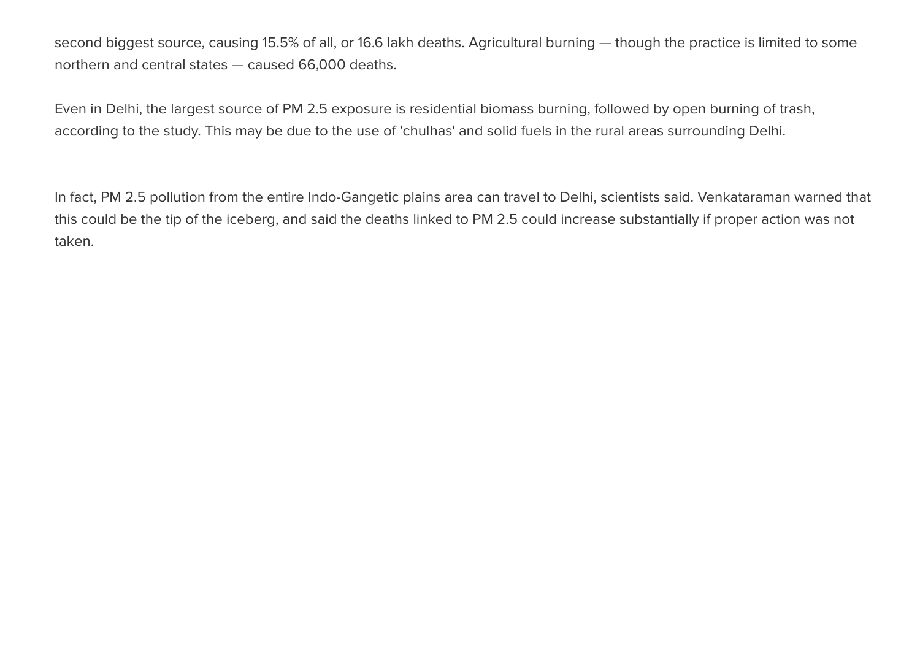second biggest source, causing 15.5% of all, or 16.6 lakh deaths. Agricultural burning — though the practice is limited to some northern and central states — caused 66,000 deaths.

Even in Delhi, the largest source of PM 2.5 exposure is residential biomass burning, followed by open burning of trash, according to the study. This may be due to the use of 'chulhas' and solid fuels in the rural areas surrounding Delhi.

In fact, PM 2.5 pollution from the entire Indo-Gangetic plains area can travel to Delhi, scientists said. Venkataraman warned that this could be the tip of the iceberg, and said the deaths linked to PM 2.5 could increase substantially if proper action was not taken.